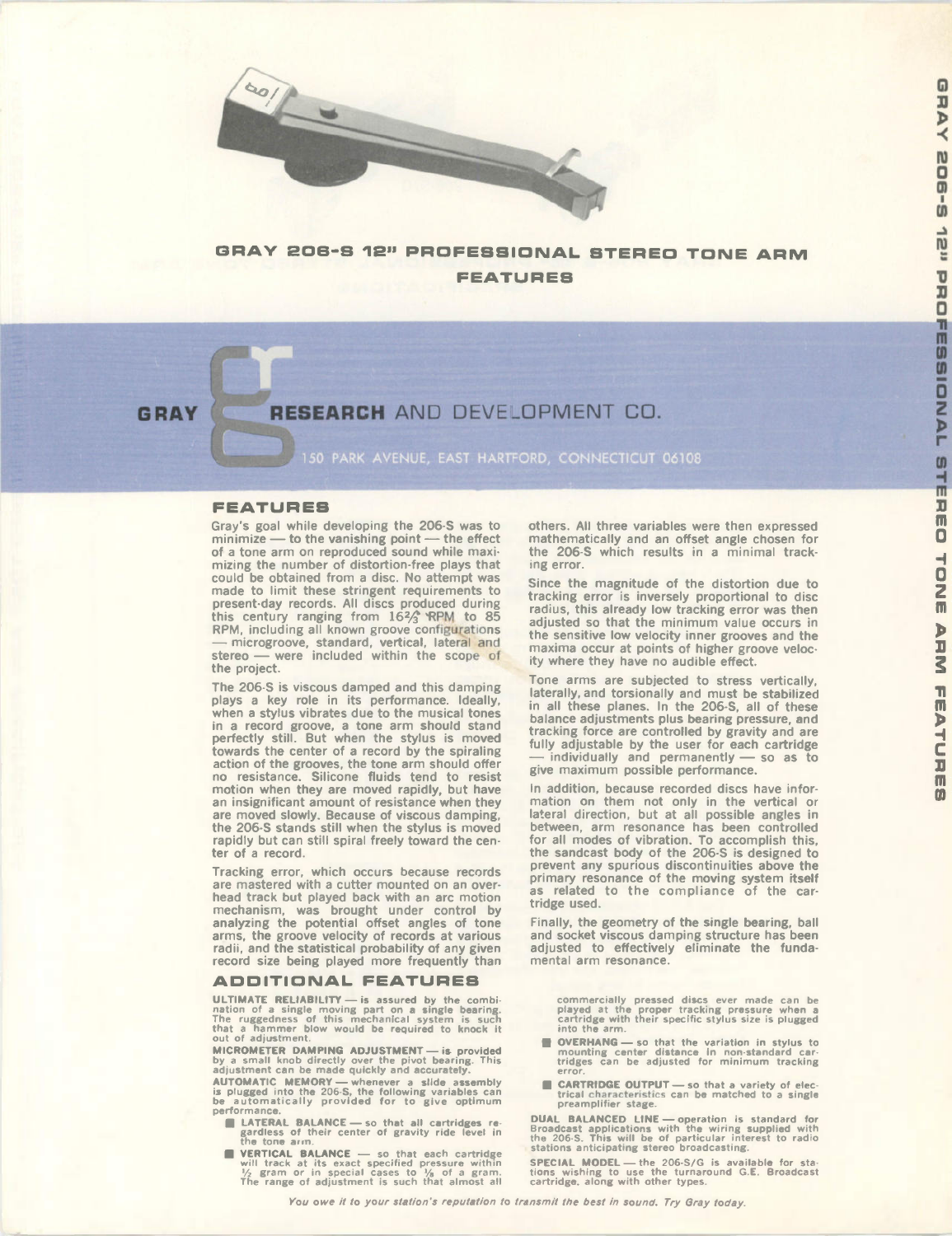# GRAY 206-S 12" PROFESSIONAL STEREO TONE ARM FEATURES

**GRAY RESEARCH** AND DEVELOPMENT CO.

150 PARK AVENUE, EAST HARTFORD, CONNECTICUT 06108

## FEATURES

Gray's goal while developing the 206-S was to minimize — to the vanishing point — the effect of a tone arm on reproduced sound while maximizing the number of distortion-free plays that could be obtained from a disc. No attempt was made to limit these stringent requirements to present-day records. All discs produced during this century ranging from 16⅔ RPM to 85 RPM, including all known groove configurations — microgroove, standard, vertical, lateral and stereo — were included within the scope of the project.

The 206-S is viscous damped and this damping plays a key role in its performance. Ideally, when a stylus vibrates due to the musical tones in a record groove, a tone arm should stand perfectly still. But when the stylus is moved towards the center of a record by the spiraling action of the grooves, the tone arm should offer no resistance. Silicone fluids tend to resist motion when they are moved rapidly, but have an insignificant amount of resistance when they are moved slowly. Because of viscous damping, the 206-S stands still when the stylus is moved rapidly but can still spiral freely toward the center of a record.

Tracking error, which occurs because records are mastered with a cutter mounted on an overhead track but played back with an arc motion mechanism, was brought under control by analyzing the potential offset angles of tone arms, the groove velocity of records at various radii, and the statistical probability of any given record size being played more frequently than others. All three variables were then expressed mathematically and an offset angle chosen for the 206-S which results in a minimal tracking error.

Since the magnitude of the distortion due to tracking error is inversely proportional to disc radius, this already low tracking error was then adjusted so that the minimum value occurs in the sensitive low velocity inner grooves and the maxima occur at points of higher groove velocity where they have no audible effect.

Tone arms are subjected to stress vertically, laterally, and torsionally and must be stabilized in all these planes. In the 206-S, all of these balance adjustments plus bearing pressure, and tracking force are controlled by gravity and are fully adjustable by the user for each cartridge — individually and permanently — so as to give maximum possible performance.

In addition, because recorded discs have information on them not only in the vertical or lateral direction, but at all possible angles in between, arm resonance has been controlled for all modes of vibration. To accomplish this, the sandcast body of the 206-S is designed to prevent any spurious discontinuities above the primary resonance of the moving system itself as related to the compliance of the cartridge used.

Finally, the geometry of the single bearing, ball and socket viscous damping structure has been adjusted to effectively eliminate the fundamental arm resonance.

## ADDITIONAL FEATURES

**ULTIMATE RELIABILITY** — is assured by the combination of a single moving part on a single bearing. The ruggedness of this mechanical system is such that a hammer blow would be required to knock it out of adjustment.

**MICROMETER DAMPING ADJUSTMENT** — is provided by a small knob directly over the pivot bearing. This adjustment can be made quickly and accurately.

**AUTOMATIC MEMORY** — whenever a slide assembly is plugged into the 206-S, the following variables can be automatically provided for to give optimum performance.

- **LATERAL BALANCE** — so that all cartridges regardless of their center of gravity ride level in the tone arm.
- **VERTICAL BALANCE** — so that each cartridge will track at its exact specified pressure within ½ gram or in special cases to ⅛ of a gram. The range of adjustment is such that almost all commercially pressed discs ever made can be played at the proper tracking pressure when a cartridge with their specific stylus size is plugged into the arm.
- **OVERHANG** — so that the variation in stylus to mounting center distance in non-standard cartridges can be adjusted for minimum tracking error.
- **CARTRIDGE OUTPUT** — so that a variety of electrical characteristics can be matched to a single preamplifier stage.

**DUAL BALANCED LINE** — operation is standard for Broadcast applications with the wiring supplied with the 206-S. This will be of particular interest to radio stations anticipating stereo broadcasting.

**SPECIAL MODEL** — the 206-S/G is available for stations wishing to use the turnaround G.E. Broadcast cartridge, along with other types.

*You owe it to your station's reputation to transmit the best in sound. Try Gray today.*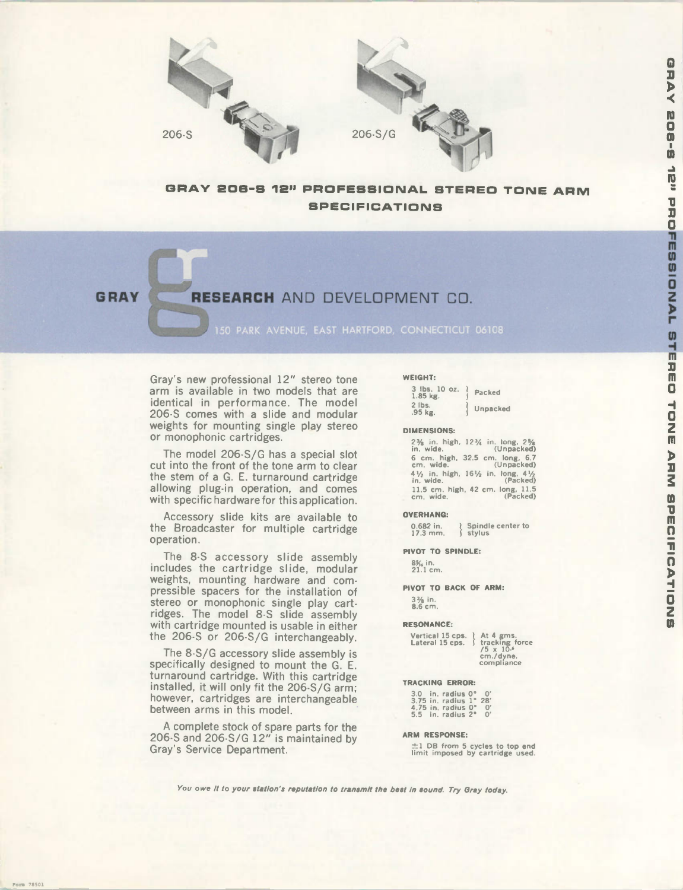206-S

206-S/G

# GRAY 206-S 12" PROFESSIONAL STEREO TONE ARM SPECIFICATIONS

**GRAY RESEARCH** AND DEVELOPMENT CO.

150 PARK AVENUE, EAST HARTFORD, CONNECTICUT 06108

Gray's new professional 12" stereo tone arm is available in two models that are identical in performance. The model 206-S comes with a slide and modular weights for mounting single play stereo or monophonic cartridges.

The model 206-S/G has a special slot cut into the front of the tone arm to clear the stem of a G. E. turnaround cartridge allowing plug-in operation, and comes with specific hardware for this application.

Accessory slide kits are available to the Broadcaster for multiple cartridge operation.

The 8-S accessory slide assembly includes the cartridge slide, modular weights, mounting hardware and compressible spacers for the installation of stereo or monophonic single play cartridges. The model 8-S slide assembly with cartridge mounted is usable in either the 206-S or 206-S/G interchangeably.

The 8-S/G accessory slide assembly is specifically designed to mount the G. E. turnaround cartridge. With this cartridge installed, it will only fit the 206-S/G arm; however, cartridges are interchangeable between arms in this model.

A complete stock of spare parts for the 206-S and 206-S/G 12" is maintained by Gray's Service Department.

**WEIGHT:**

| | |
|---|---|
| 3 lbs. 10 oz. / 1.85 kg. | Packed |
| 2 lbs. / .95 kg. | Unpacked |

**DIMENSIONS:**

2⅜ in. high, 12¾ in. long, 2⅝ in. wide. (Unpacked)
6 cm. high, 32.5 cm. long, 6.7 cm. wide. (Unpacked)
4½ in. high, 16½ in. long, 4½ in. wide. (Packed)
11.5 cm. high, 42 cm. long, 11.5 cm. wide. (Packed)

**OVERHANG:**

0.682 in. / 17.3 mm. — Spindle center to stylus

**PIVOT TO SPINDLE:**

8⅜ in.
21.1 cm.

**PIVOT TO BACK OF ARM:**

3⅜ in.
8.6 cm.

**RESONANCE:**

Vertical 15 cps. / Lateral 15 cps. — At 4 gms. tracking force /5 x $10^{-6}$ cm./dyne. compliance

**TRACKING ERROR:**

3.0 in. radius 0° 0'
3.75 in. radius 1° 28'
4.75 in. radius 0° 0'
5.5 in. radius 2° 0'

**ARM RESPONSE:**

±1 DB from 5 cycles to top end limit imposed by cartridge used.

*You owe it to your station's reputation to transmit the best in sound. Try Gray today.*

Form 78501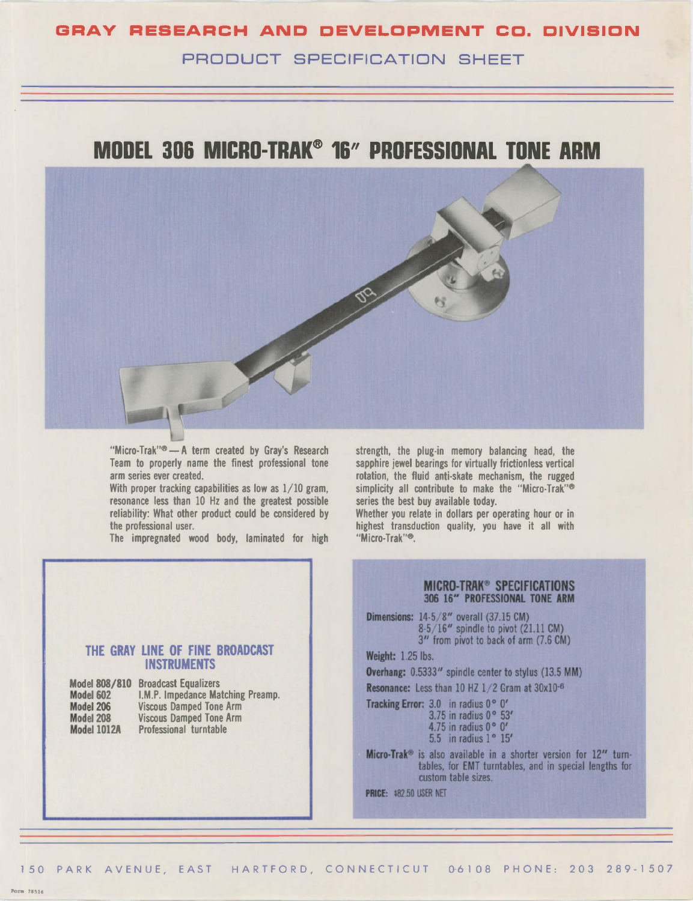# GRAY RESEARCH AND DEVELOPMENT CO. DIVISION

## PRODUCT SPECIFICATION SHEET

# MODEL 306 MICRO-TRAK® 16″ PROFESSIONAL TONE ARM

"Micro-Trak"® — A term created by Gray's Research Team to properly name the finest professional tone arm series ever created.

With proper tracking capabilities as low as 1/10 gram, resonance less than 10 Hz and the greatest possible reliability: What other product could be considered by the professional user.

The impregnated wood body, laminated for high strength, the plug-in memory balancing head, the sapphire jewel bearings for virtually frictionless vertical rotation, the fluid anti-skate mechanism, the rugged simplicity all contribute to make the "Micro-Trak"® series the best buy available today.

Whether you relate in dollars per operating hour or in highest transduction quality, you have it all with "Micro-Trak"®.

### THE GRAY LINE OF FINE BROADCAST INSTRUMENTS

| | |
|---|---|
| **Model 808/810** | Broadcast Equalizers |
| **Model 602** | I.M.P. Impedance Matching Preamp. |
| **Model 206** | Viscous Damped Tone Arm |
| **Model 208** | Viscous Damped Tone Arm |
| **Model 1012A** | Professional turntable |

### MICRO-TRAK® SPECIFICATIONS
#### 306 16" PROFESSIONAL TONE ARM

**Dimensions:** 14-5/8" overall (37.15 CM)
8-5/16" spindle to pivot (21.11 CM)
3" from pivot to back of arm (7.6 CM)

**Weight:** 1.25 lbs.

**Overhang:** 0.5333" spindle center to stylus (13.5 MM)

**Resonance:** Less than 10 HZ 1/2 Gram at $30\times10^{-6}$

**Tracking Error:** 3.0 in radius 0° 0′
3.75 in radius 0° 53′
4.75 in radius 0° 0′
5.5 in radius 1° 15′

**Micro-Trak®** is also available in a shorter version for 12" turntables, for EMT turntables, and in special lengths for custom table sizes.

**PRICE:** $82.50 USER NET

150 PARK AVENUE, EAST HARTFORD, CONNECTICUT 06108 PHONE: 203 289-1507

Form 78516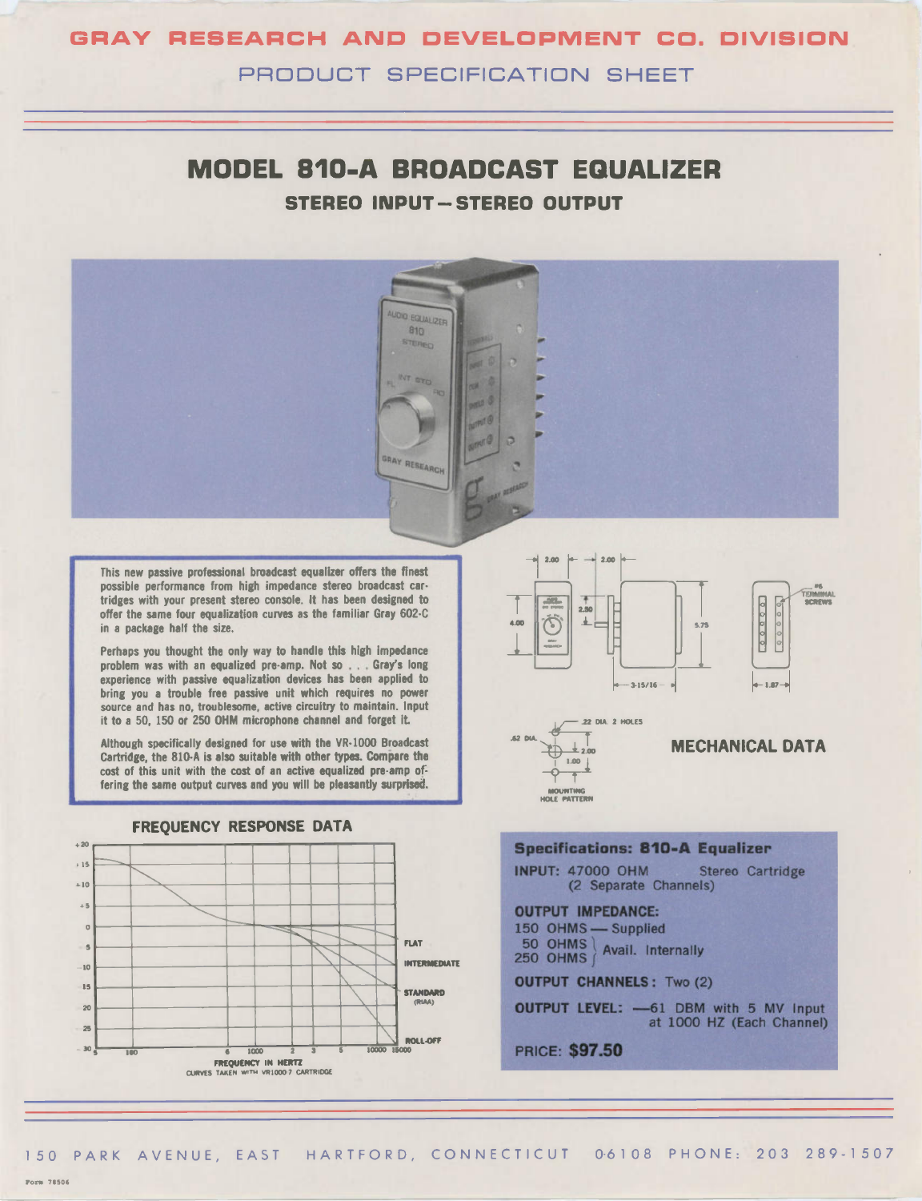# GRAY RESEARCH AND DEVELOPMENT CO. DIVISION

PRODUCT SPECIFICATION SHEET

## MODEL 810-A BROADCAST EQUALIZER

### STEREO INPUT—STEREO OUTPUT

This new passive professional broadcast equalizer offers the finest possible performance from high impedance stereo broadcast cartridges with your present stereo console. It has been designed to offer the same four equalization curves as the familiar Gray 602-C in a package half the size.

Perhaps you thought the only way to handle this high impedance problem was with an equalized pre-amp. Not so . . . Gray's long experience with passive equalization devices has been applied to bring you a trouble free passive unit which requires no power source and has no, troublesome, active circuitry to maintain. Input it to a 50, 150 or 250 OHM microphone channel and forget it.

Although specifically designed for use with the VR-1000 Broadcast Cartridge, the 810-A is also suitable with other types. Compare the cost of this unit with the cost of an active equalized pre-amp offering the same output curves and you will be pleasantly surprised.

### MECHANICAL DATA

### FREQUENCY RESPONSE DATA

FLAT

INTERMEDIATE

STANDARD (RIAA)

ROLL-OFF

FREQUENCY IN HERTZ
CURVES TAKEN WITH VR1000-7 CARTRIDGE

### Specifications: 810-A Equalizer

**INPUT:** 47000 OHM Stereo Cartridge (2 Separate Channels)

**OUTPUT IMPEDANCE:**
150 OHMS — Supplied
50 OHMS, 250 OHMS — Avail. Internally

**OUTPUT CHANNELS:** Two (2)

**OUTPUT LEVEL:** —61 DBM with 5 MV Input at 1000 HZ (Each Channel)

PRICE: **$97.50**

150 PARK AVENUE, EAST HARTFORD, CONNECTICUT 06108 PHONE: 203 289-1507

Form 78506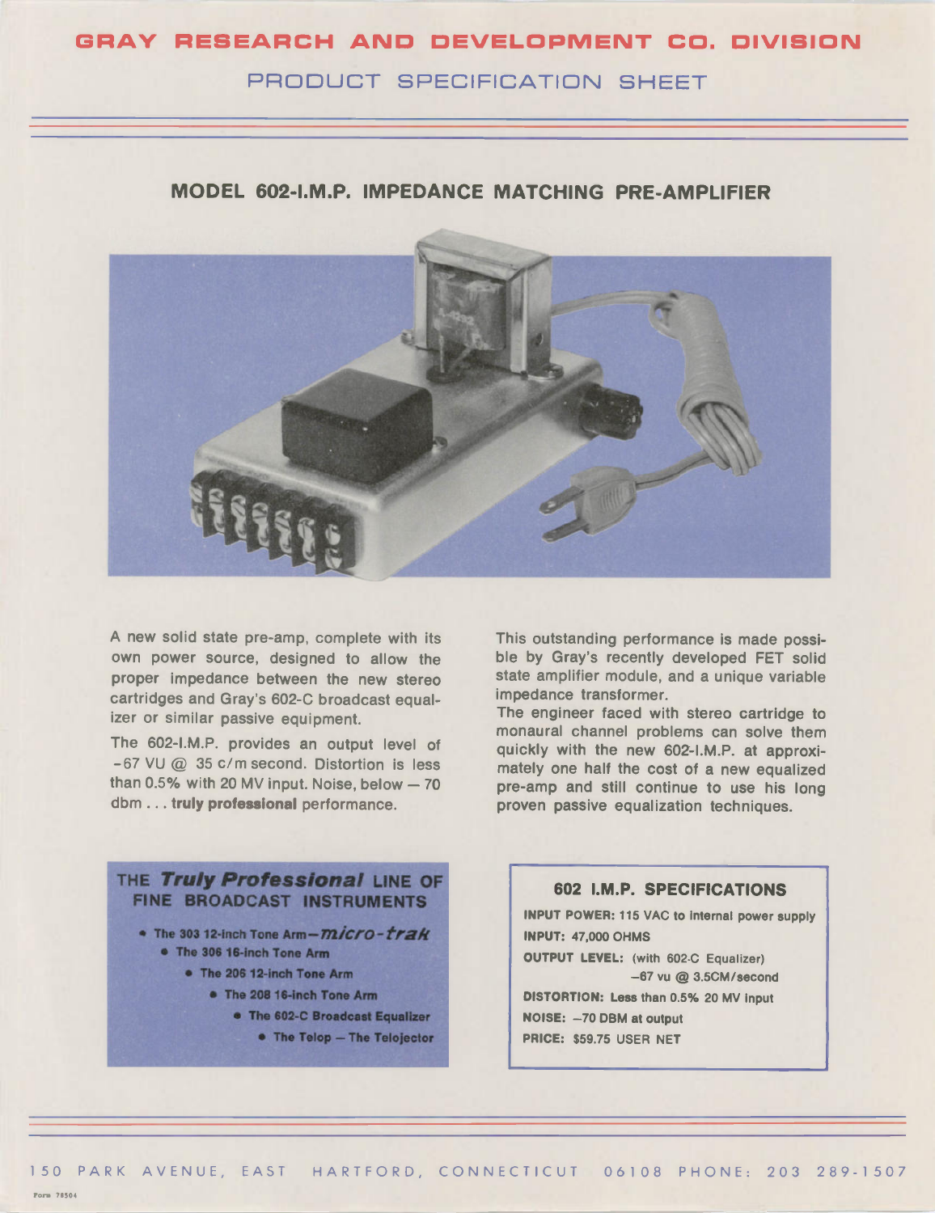# GRAY RESEARCH AND DEVELOPMENT CO. DIVISION

## PRODUCT SPECIFICATION SHEET

### MODEL 602-I.M.P. IMPEDANCE MATCHING PRE-AMPLIFIER

A new solid state pre-amp, complete with its own power source, designed to allow the proper impedance between the new stereo cartridges and Gray's 602-C broadcast equalizer or similar passive equipment.

The 602-I.M.P. provides an output level of -67 VU @ 35 c/m second. Distortion is less than 0.5% with 20 MV input. Noise, below — 70 dbm . . . **truly professional** performance.

This outstanding performance is made possible by Gray's recently developed FET solid state amplifier module, and a unique variable impedance transformer.

The engineer faced with stereo cartridge to monaural channel problems can solve them quickly with the new 602-I.M.P. at approximately one half the cost of a new equalized pre-amp and still continue to use his long proven passive equalization techniques.

**THE *Truly Professional* LINE OF FINE BROADCAST INSTRUMENTS**

- The 303 12-inch Tone Arm—*micro-trak*
- The 306 16-inch Tone Arm
- The 206 12-inch Tone Arm
- The 208 16-inch Tone Arm
- The 602-C Broadcast Equalizer
- The Telop — The Telojector

**602 I.M.P. SPECIFICATIONS**

**INPUT POWER:** 115 VAC to internal power supply
**INPUT:** 47,000 OHMS
**OUTPUT LEVEL:** (with 602-C Equalizer) −67 vu @ 3.5CM/second
**DISTORTION:** Less than 0.5% 20 MV input
**NOISE:** −70 DBM at output
**PRICE:** $59.75 USER NET

150 PARK AVENUE, EAST HARTFORD, CONNECTICUT 06108 PHONE: 203 289-1507

Form 78504